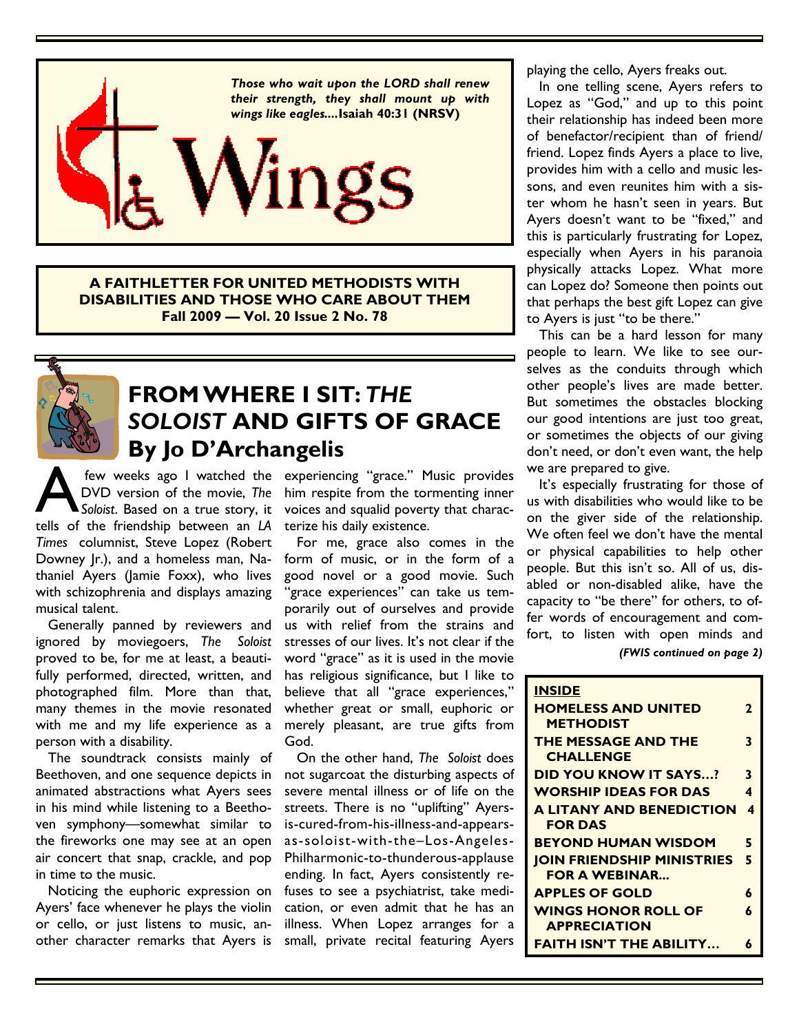*Those who wait upon the LORD shall renew their strength, they shall mount up with wings like eagles....***Isaiah 40:31 (NRSV)**

# Wings

**A FAITHLETTER FOR UNITED METHODISTS WITH DISABILITIES AND THOSE WHO CARE ABOUT THEM**
**Fall 2009 — Vol. 20 Issue 2 No. 78**

## FROM WHERE I SIT: *THE SOLOIST* AND GIFTS OF GRACE
## By Jo D'Archangelis

A few weeks ago I watched the DVD version of the movie, *The Soloist*. Based on a true story, it tells of the friendship between an *LA Times* columnist, Steve Lopez (Robert Downey Jr.), and a homeless man, Nathaniel Ayers (Jamie Foxx), who lives with schizophrenia and displays amazing musical talent.

Generally panned by reviewers and ignored by moviegoers, *The Soloist* proved to be, for me at least, a beautifully performed, directed, written, and photographed film. More than that, many themes in the movie resonated with me and my life experience as a person with a disability.

The soundtrack consists mainly of Beethoven, and one sequence depicts in animated abstractions what Ayers sees in his mind while listening to a Beethoven symphony—somewhat similar to the fireworks one may see at an open air concert that snap, crackle, and pop in time to the music.

Noticing the euphoric expression on Ayers' face whenever he plays the violin or cello, or just listens to music, another character remarks that Ayers is experiencing "grace." Music provides him respite from the tormenting inner voices and squalid poverty that characterize his daily existence.

For me, grace also comes in the form of music, or in the form of a good novel or a good movie. Such "grace experiences" can take us temporarily out of ourselves and provide us with relief from the strains and stresses of our lives. It's not clear if the word "grace" as it is used in the movie has religious significance, but I like to believe that all "grace experiences," whether great or small, euphoric or merely pleasant, are true gifts from God.

On the other hand, *The Soloist* does not sugarcoat the disturbing aspects of severe mental illness or of life on the streets. There is no "uplifting" Ayers-is-cured-from-his-illness-and-appears-as-soloist-with-the–Los-Angeles-Philharmonic-to-thunderous-applause ending. In fact, Ayers consistently refuses to see a psychiatrist, take medication, or even admit that he has an illness. When Lopez arranges for a small, private recital featuring Ayers playing the cello, Ayers freaks out.

In one telling scene, Ayers refers to Lopez as "God," and up to this point their relationship has indeed been more of benefactor/recipient than of friend/friend. Lopez finds Ayers a place to live, provides him with a cello and music lessons, and even reunites him with a sister whom he hasn't seen in years. But Ayers doesn't want to be "fixed," and this is particularly frustrating for Lopez, especially when Ayers in his paranoia physically attacks Lopez. What more can Lopez do? Someone then points out that perhaps the best gift Lopez can give to Ayers is just "to be there."

This can be a hard lesson for many people to learn. We like to see ourselves as the conduits through which other people's lives are made better. But sometimes the obstacles blocking our good intentions are just too great, or sometimes the objects of our giving don't need, or don't even want, the help we are prepared to give.

It's especially frustrating for those of us with disabilities who would like to be on the giver side of the relationship. We often feel we don't have the mental or physical capabilities to help other people. But this isn't so. All of us, disabled or non-disabled alike, have the capacity to "be there" for others, to offer words of encouragement and comfort, to listen with open minds and

*(FWIS continued on page 2)*

**INSIDE**

| | |
|---|---|
| **HOMELESS AND UNITED METHODIST** | **2** |
| **THE MESSAGE AND THE CHALLENGE** | **3** |
| **DID YOU KNOW IT SAYS…?** | **3** |
| **WORSHIP IDEAS FOR DAS** | **4** |
| **A LITANY AND BENEDICTION FOR DAS** | **4** |
| **BEYOND HUMAN WISDOM** | **5** |
| **JOIN FRIENDSHIP MINISTRIES FOR A WEBINAR...** | **5** |
| **APPLES OF GOLD** | **6** |
| **WINGS HONOR ROLL OF APPRECIATION** | **6** |
| **FAITH ISN'T THE ABILITY…** | **6** |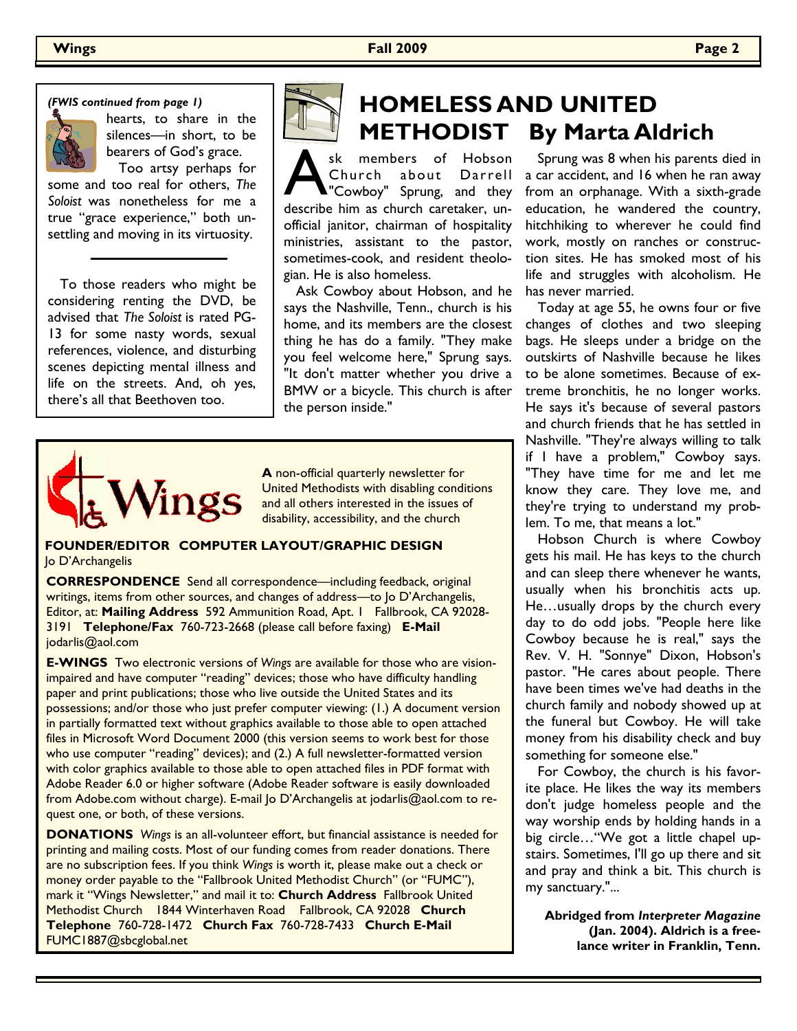*(FWIS continued from page 1)*

hearts, to share in the silences—in short, to be bearers of God's grace.

Too artsy perhaps for some and too real for others, *The Soloist* was nonetheless for me a true "grace experience," both unsettling and moving in its virtuosity.

---

To those readers who might be considering renting the DVD, be advised that *The Soloist* is rated PG-13 for some nasty words, sexual references, violence, and disturbing scenes depicting mental illness and life on the streets. And, oh yes, there's all that Beethoven too.

# HOMELESS AND UNITED METHODIST By Marta Aldrich

Ask members of Hobson Church about Darrell "Cowboy" Sprung, and they describe him as church caretaker, unofficial janitor, chairman of hospitality ministries, assistant to the pastor, sometimes-cook, and resident theologian. He is also homeless.

Ask Cowboy about Hobson, and he says the Nashville, Tenn., church is his home, and its members are the closest thing he has do a family. "They make you feel welcome here," Sprung says. "It don't matter whether you drive a BMW or a bicycle. This church is after the person inside."

Sprung was 8 when his parents died in a car accident, and 16 when he ran away from an orphanage. With a sixth-grade education, he wandered the country, hitchhiking to wherever he could find work, mostly on ranches or construction sites. He has smoked most of his life and struggles with alcoholism. He has never married.

Today at age 55, he owns four or five changes of clothes and two sleeping bags. He sleeps under a bridge on the outskirts of Nashville because he likes to be alone sometimes. Because of extreme bronchitis, he no longer works. He says it's because of several pastors and church friends that he has settled in Nashville. "They're always willing to talk if I have a problem," Cowboy says. "They have time for me and let me know they care. They love me, and they're trying to understand my problem. To me, that means a lot."

Hobson Church is where Cowboy gets his mail. He has keys to the church and can sleep there whenever he wants, usually when his bronchitis acts up. He…usually drops by the church every day to do odd jobs. "People here like Cowboy because he is real," says the Rev. V. H. "Sonnye" Dixon, Hobson's pastor. "He cares about people. There have been times we've had deaths in the church family and nobody showed up at the funeral but Cowboy. He will take money from his disability check and buy something for someone else."

For Cowboy, the church is his favorite place. He likes the way its members don't judge homeless people and the way worship ends by holding hands in a big circle…"We got a little chapel upstairs. Sometimes, I'll go up there and sit and pray and think a bit. This church is my sanctuary."...

**Abridged from *Interpreter Magazine* (Jan. 2004). Aldrich is a freelance writer in Franklin, Tenn.**

---

**Wings**

**A** non-official quarterly newsletter for United Methodists with disabling conditions and all others interested in the issues of disability, accessibility, and the church

**FOUNDER/EDITOR COMPUTER LAYOUT/GRAPHIC DESIGN**
Jo D'Archangelis

**CORRESPONDENCE** Send all correspondence—including feedback, original writings, items from other sources, and changes of address—to Jo D'Archangelis, Editor, at: **Mailing Address** 592 Ammunition Road, Apt. 1 Fallbrook, CA 92028-3191 **Telephone/Fax** 760-723-2668 (please call before faxing) **E-Mail** jodarlis@aol.com

**E-WINGS** Two electronic versions of *Wings* are available for those who are vision-impaired and have computer "reading" devices; those who have difficulty handling paper and print publications; those who live outside the United States and its possessions; and/or those who just prefer computer viewing: (1.) A document version in partially formatted text without graphics available to those able to open attached files in Microsoft Word Document 2000 (this version seems to work best for those who use computer "reading" devices); and (2.) A full newsletter-formatted version with color graphics available to those able to open attached files in PDF format with Adobe Reader 6.0 or higher software (Adobe Reader software is easily downloaded from Adobe.com without charge). E-mail Jo D'Archangelis at jodarlis@aol.com to request one, or both, of these versions.

**DONATIONS** *Wings* is an all-volunteer effort, but financial assistance is needed for printing and mailing costs. Most of our funding comes from reader donations. There are no subscription fees. If you think *Wings* is worth it, please make out a check or money order payable to the "Fallbrook United Methodist Church" (or "FUMC"), mark it "Wings Newsletter," and mail it to: **Church Address** Fallbrook United Methodist Church 1844 Winterhaven Road Fallbrook, CA 92028 **Church Telephone** 760-728-1472 **Church Fax** 760-728-7433 **Church E-Mail** FUMC1887@sbcglobal.net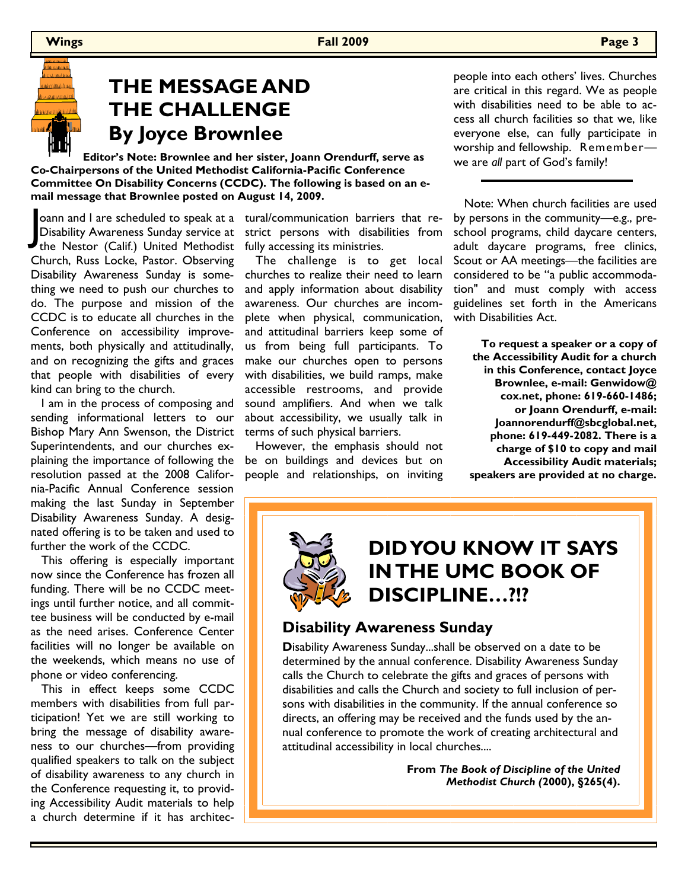# THE MESSAGE AND THE CHALLENGE By Joyce Brownlee

**Editor's Note: Brownlee and her sister, Joann Orendurff, serve as Co-Chairpersons of the United Methodist California-Pacific Conference Committee On Disability Concerns (CCDC). The following is based on an e-mail message that Brownlee posted on August 14, 2009.**

Joann and I are scheduled to speak at a Disability Awareness Sunday service at the Nestor (Calif.) United Methodist Church, Russ Locke, Pastor. Observing Disability Awareness Sunday is something we need to push our churches to do. The purpose and mission of the CCDC is to educate all churches in the Conference on accessibility improvements, both physically and attitudinally, and on recognizing the gifts and graces that people with disabilities of every kind can bring to the church.

I am in the process of composing and sending informational letters to our Bishop Mary Ann Swenson, the District Superintendents, and our churches explaining the importance of following the resolution passed at the 2008 California-Pacific Annual Conference session making the last Sunday in September Disability Awareness Sunday. A designated offering is to be taken and used to further the work of the CCDC.

This offering is especially important now since the Conference has frozen all funding. There will be no CCDC meetings until further notice, and all committee business will be conducted by e-mail as the need arises. Conference Center facilities will no longer be available on the weekends, which means no use of phone or video conferencing.

This in effect keeps some CCDC members with disabilities from full participation! Yet we are still working to bring the message of disability awareness to our churches—from providing qualified speakers to talk on the subject of disability awareness to any church in the Conference requesting it, to providing Accessibility Audit materials to help a church determine if it has architectural/communication barriers that restrict persons with disabilities from fully accessing its ministries.

The challenge is to get local churches to realize their need to learn and apply information about disability awareness. Our churches are incomplete when physical, communication, and attitudinal barriers keep some of us from being full participants. To make our churches open to persons with disabilities, we build ramps, make accessible restrooms, and provide sound amplifiers. And when we talk about accessibility, we usually talk in terms of such physical barriers.

However, the emphasis should not be on buildings and devices but on people and relationships, on inviting people into each others' lives. Churches are critical in this regard. We as people with disabilities need to be able to access all church facilities so that we, like everyone else, can fully participate in worship and fellowship. Remember—we are *all* part of God's family!

---

Note: When church facilities are used by persons in the community—e.g., preschool programs, child daycare centers, adult daycare programs, free clinics, Scout or AA meetings—the facilities are considered to be "a public accommodation" and must comply with access guidelines set forth in the Americans with Disabilities Act.

**To request a speaker or a copy of the Accessibility Audit for a church in this Conference, contact Joyce Brownlee, e-mail: Genwidow@cox.net, phone: 619-660-1486; or Joann Orendurff, e-mail: Joannorendurff@sbcglobal.net, phone: 619-449-2082. There is a charge of $10 to copy and mail Accessibility Audit materials; speakers are provided at no charge.**

## DID YOU KNOW IT SAYS IN THE UMC BOOK OF DISCIPLINE…?!?

### Disability Awareness Sunday

**D**isability Awareness Sunday...shall be observed on a date to be determined by the annual conference. Disability Awareness Sunday calls the Church to celebrate the gifts and graces of persons with disabilities and calls the Church and society to full inclusion of persons with disabilities in the community. If the annual conference so directs, an offering may be received and the funds used by the annual conference to promote the work of creating architectural and attitudinal accessibility in local churches....

**From *The Book of Discipline of the United Methodist Church (*2000), §265(4).**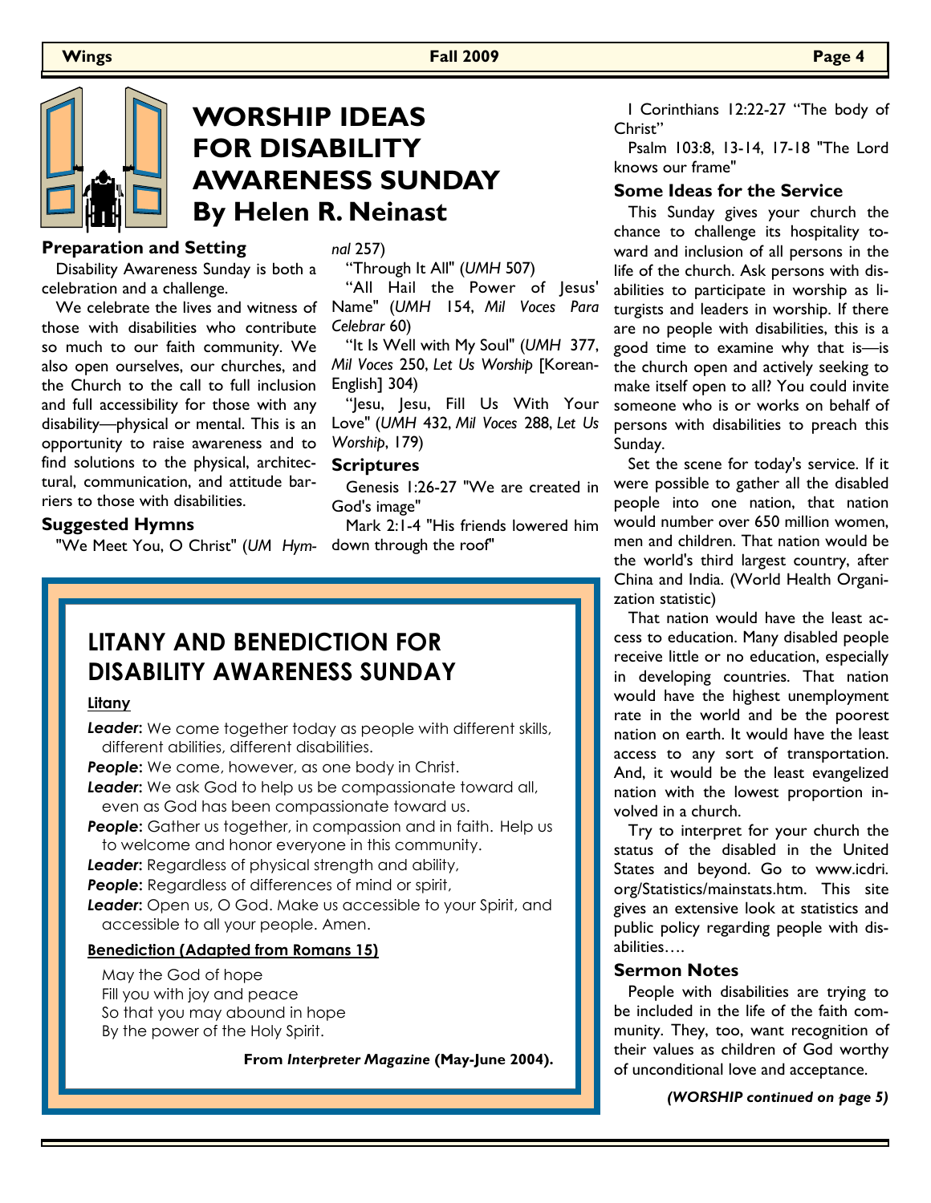# WORSHIP IDEAS FOR DISABILITY AWARENESS SUNDAY By Helen R. Neinast

### Preparation and Setting

Disability Awareness Sunday is both a celebration and a challenge.

We celebrate the lives and witness of those with disabilities who contribute so much to our faith community. We also open ourselves, our churches, and the Church to the call to full inclusion and full accessibility for those with any disability—physical or mental. This is an opportunity to raise awareness and to find solutions to the physical, architectural, communication, and attitude barriers to those with disabilities.

### Suggested Hymns

"We Meet You, O Christ" (*UM Hymnal* 257)

"Through It All" (*UMH* 507)

"All Hail the Power of Jesus' Name" (*UMH* 154, *Mil Voces Para Celebrar* 60)

"It Is Well with My Soul" (*UMH* 377, *Mil Voces* 250, *Let Us Worship* [Korean-English] 304)

"Jesu, Jesu, Fill Us With Your Love" (*UMH* 432, *Mil Voces* 288, *Let Us Worship*, 179)

### Scriptures

Genesis 1:26-27 "We are created in God's image"

Mark 2:1-4 "His friends lowered him down through the roof"

I Corinthians 12:22-27 "The body of Christ"

Psalm 103:8, 13-14, 17-18 "The Lord knows our frame"

### Some Ideas for the Service

This Sunday gives your church the chance to challenge its hospitality toward and inclusion of all persons in the life of the church. Ask persons with disabilities to participate in worship as liturgists and leaders in worship. If there are no people with disabilities, this is a good time to examine why that is—is the church open and actively seeking to make itself open to all? You could invite someone who is or works on behalf of persons with disabilities to preach this Sunday.

Set the scene for today's service. If it were possible to gather all the disabled people into one nation, that nation would number over 650 million women, men and children. That nation would be the world's third largest country, after China and India. (World Health Organization statistic)

That nation would have the least access to education. Many disabled people receive little or no education, especially in developing countries. That nation would have the highest unemployment rate in the world and be the poorest nation on earth. It would have the least access to any sort of transportation. And, it would be the least evangelized nation with the lowest proportion involved in a church.

Try to interpret for your church the status of the disabled in the United States and beyond. Go to www.icdri.org/Statistics/mainstats.htm. This site gives an extensive look at statistics and public policy regarding people with disabilities….

### Sermon Notes

People with disabilities are trying to be included in the life of the faith community. They, too, want recognition of their values as children of God worthy of unconditional love and acceptance.

*(WORSHIP continued on page 5)*

---

## LITANY AND BENEDICTION FOR DISABILITY AWARENESS SUNDAY

**Litany**

***Leader***: We come together today as people with different skills, different abilities, different disabilities.

***People***: We come, however, as one body in Christ.

***Leader***: We ask God to help us be compassionate toward all, even as God has been compassionate toward us.

***People***: Gather us together, in compassion and in faith. Help us to welcome and honor everyone in this community.

***Leader***: Regardless of physical strength and ability,

***People***: Regardless of differences of mind or spirit,

***Leader***: Open us, O God. Make us accessible to your Spirit, and accessible to all your people. Amen.

**Benediction (Adapted from Romans 15)**

May the God of hope
Fill you with joy and peace
So that you may abound in hope
By the power of the Holy Spirit.

**From *Interpreter Magazine* (May-June 2004).**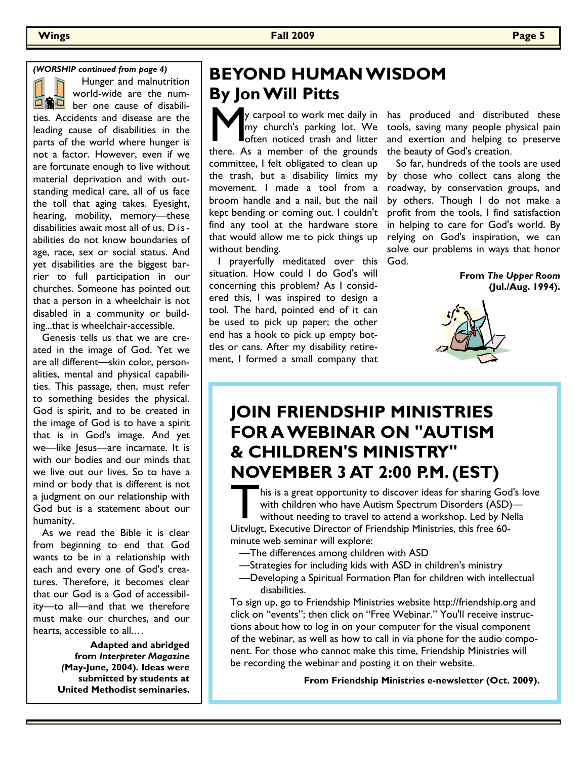*(WORSHIP continued from page 4)*

Hunger and malnutrition world-wide are the number one cause of disabilities. Accidents and disease are the leading cause of disabilities in the parts of the world where hunger is not a factor. However, even if we are fortunate enough to live without material deprivation and with outstanding medical care, all of us face the toll that aging takes. Eyesight, hearing, mobility, memory—these disabilities await most all of us. Disabilities do not know boundaries of age, race, sex or social status. And yet disabilities are the biggest barrier to full participation in our churches. Someone has pointed out that a person in a wheelchair is not disabled in a community or building...that is wheelchair-accessible.

Genesis tells us that we are created in the image of God. Yet we are all different—skin color, personalities, mental and physical capabilities. This passage, then, must refer to something besides the physical. God is spirit, and to be created in the image of God is to have a spirit that is in God's image. And yet we—like Jesus—are incarnate. It is with our bodies and our minds that we live out our lives. So to have a mind or body that is different is not a judgment on our relationship with God but is a statement about our humanity.

As we read the Bible it is clear from beginning to end that God wants to be in a relationship with each and every one of God's creatures. Therefore, it becomes clear that our God is a God of accessibility—to all—and that we therefore must make our churches, and our hearts, accessible to all.…

**Adapted and abridged from *Interpreter Magazine* (May-June, 2004). Ideas were submitted by students at United Methodist seminaries.**

# BEYOND HUMAN WISDOM
## By Jon Will Pitts

My carpool to work met daily in my church's parking lot. We often noticed trash and litter there. As a member of the grounds committee, I felt obligated to clean up the trash, but a disability limits my movement. I made a tool from a broom handle and a nail, but the nail kept bending or coming out. I couldn't find any tool at the hardware store that would allow me to pick things up without bending.

I prayerfully meditated over this situation. How could I do God's will concerning this problem? As I considered this, I was inspired to design a tool. The hard, pointed end of it can be used to pick up paper; the other end has a hook to pick up empty bottles or cans. After my disability retirement, I formed a small company that has produced and distributed these tools, saving many people physical pain and exertion and helping to preserve the beauty of God's creation.

So far, hundreds of the tools are used by those who collect cans along the roadway, by conservation groups, and by others. Though I do not make a profit from the tools, I find satisfaction in helping to care for God's world. By relying on God's inspiration, we can solve our problems in ways that honor God.

**From *The Upper Room* (Jul./Aug. 1994).**

# JOIN FRIENDSHIP MINISTRIES FOR A WEBINAR ON "AUTISM & CHILDREN'S MINISTRY" NOVEMBER 3 AT 2:00 P.M. (EST)

This is a great opportunity to discover ideas for sharing God's love with children who have Autism Spectrum Disorders (ASD)—without needing to travel to attend a workshop. Led by Nella Uitvlugt, Executive Director of Friendship Ministries, this free 60-minute web seminar will explore:

—The differences among children with ASD

—Strategies for including kids with ASD in children's ministry

—Developing a Spiritual Formation Plan for children with intellectual disabilities.

To sign up, go to Friendship Ministries website http://friendship.org and click on "events"; then click on "Free Webinar." You'll receive instructions about how to log in on your computer for the visual component of the webinar, as well as how to call in via phone for the audio component. For those who cannot make this time, Friendship Ministries will be recording the webinar and posting it on their website.

**From Friendship Ministries e-newsletter (Oct. 2009).**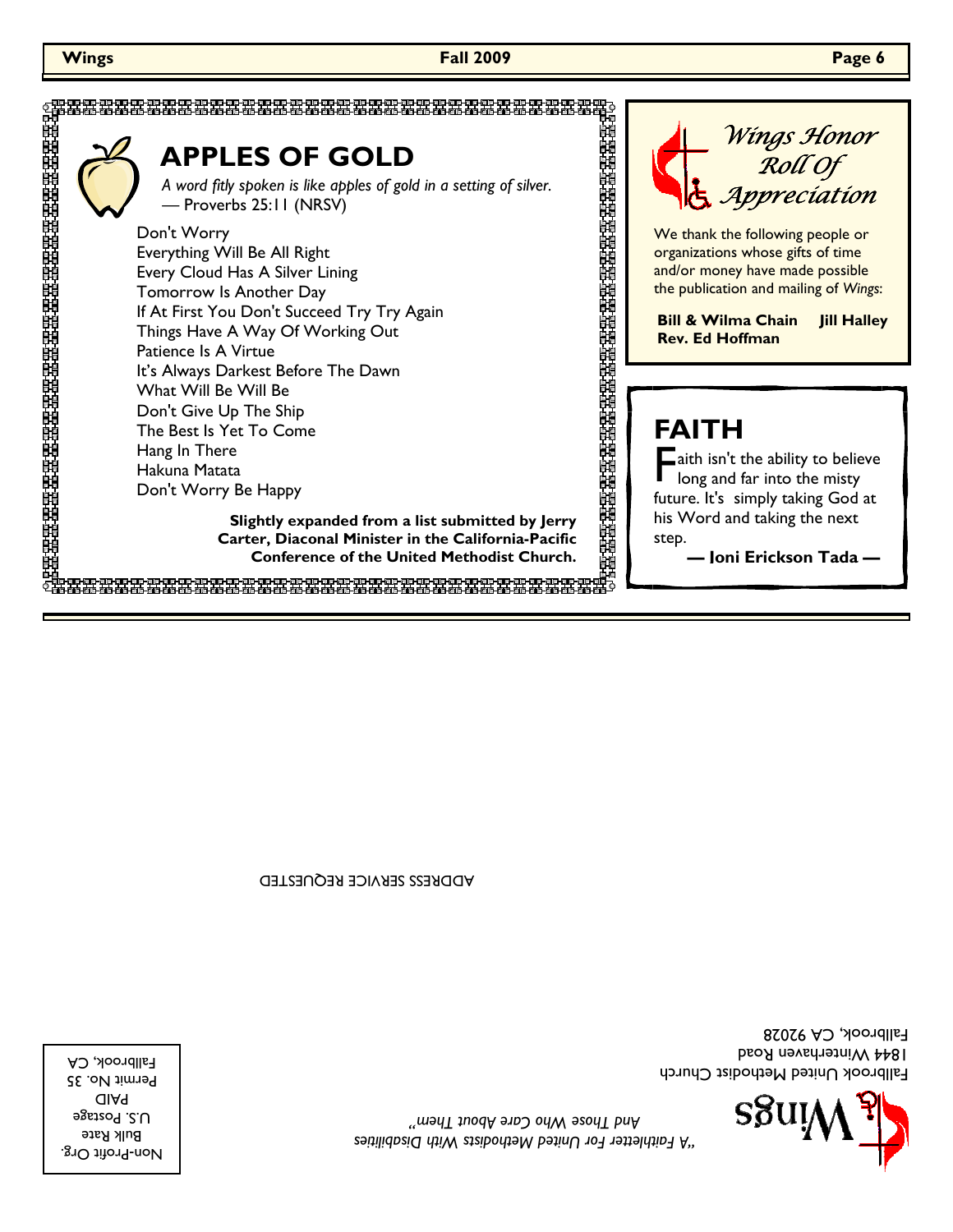## APPLES OF GOLD

*A word fitly spoken is like apples of gold in a setting of silver.*
— Proverbs 25:11 (NRSV)

Don't Worry
Everything Will Be All Right
Every Cloud Has A Silver Lining
Tomorrow Is Another Day
If At First You Don't Succeed Try Try Again
Things Have A Way Of Working Out
Patience Is A Virtue
It's Always Darkest Before The Dawn
What Will Be Will Be
Don't Give Up The Ship
The Best Is Yet To Come
Hang In There
Hakuna Matata
Don't Worry Be Happy

**Slightly expanded from a list submitted by Jerry Carter, Diaconal Minister in the California-Pacific Conference of the United Methodist Church.**

## *Wings Honor Roll Of Appreciation*

We thank the following people or organizations whose gifts of time and/or money have made possible the publication and mailing of *Wings*:

**Bill & Wilma Chain** **Jill Halley**
**Rev. Ed Hoffman**

## FAITH

Faith isn't the ability to believe long and far into the misty future. It's simply taking God at his Word and taking the next step.

**— Joni Erickson Tada —**

ADDRESS SERVICE REQUESTED

Wings

Fallbrook United Methodist Church
1844 Winterhaven Road
Fallbrook, CA 92028

*"A Faithletter For United Methodists With Disabilities And Those Who Care About Them"*

Non-Profit Org.
Bulk Rate
U.S. Postage
PAID
Permit No. 35
Fallbrook, CA